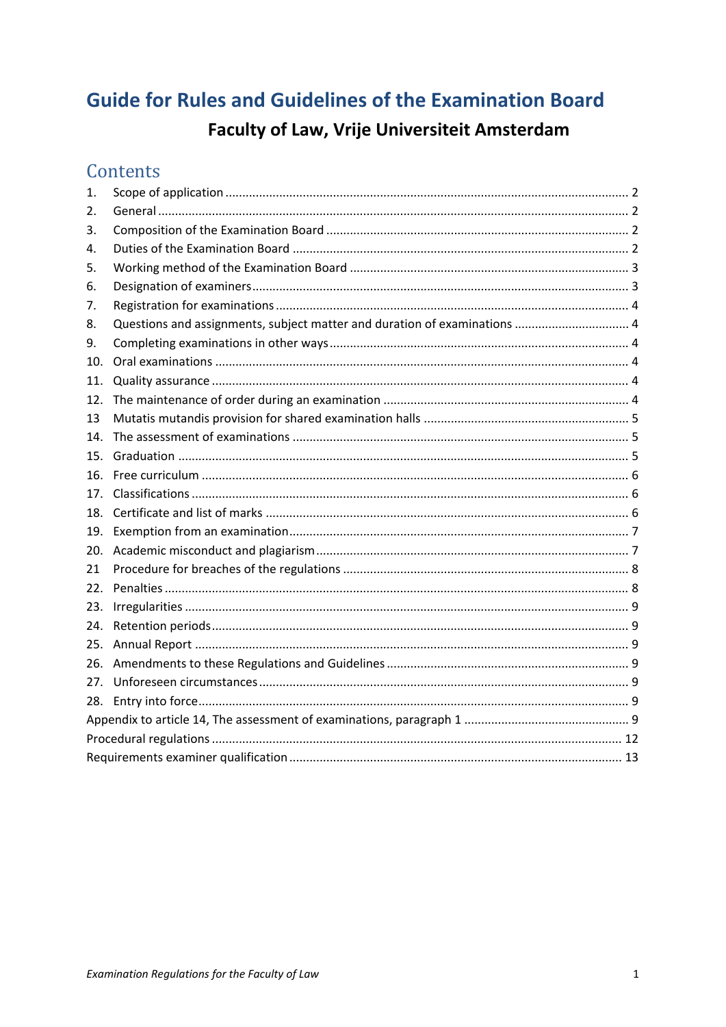# Guide for Rules and Guidelines of the Examination Board

## Faculty of Law, Vrije Universiteit Amsterdam

## Contents

| | | |
|---|---|---|
| 1. | Scope of application | 2 |
| 2. | General | 2 |
| 3. | Composition of the Examination Board | 2 |
| 4. | Duties of the Examination Board | 2 |
| 5. | Working method of the Examination Board | 3 |
| 6. | Designation of examiners | 3 |
| 7. | Registration for examinations | 4 |
| 8. | Questions and assignments, subject matter and duration of examinations | 4 |
| 9. | Completing examinations in other ways | 4 |
| 10. | Oral examinations | 4 |
| 11. | Quality assurance | 4 |
| 12. | The maintenance of order during an examination | 4 |
| 13 | Mutatis mutandis provision for shared examination halls | 5 |
| 14. | The assessment of examinations | 5 |
| 15. | Graduation | 5 |
| 16. | Free curriculum | 6 |
| 17. | Classifications | 6 |
| 18. | Certificate and list of marks | 6 |
| 19. | Exemption from an examination | 7 |
| 20. | Academic misconduct and plagiarism | 7 |
| 21 | Procedure for breaches of the regulations | 8 |
| 22. | Penalties | 8 |
| 23. | Irregularities | 9 |
| 24. | Retention periods | 9 |
| 25. | Annual Report | 9 |
| 26. | Amendments to these Regulations and Guidelines | 9 |
| 27. | Unforeseen circumstances | 9 |
| 28. | Entry into force | 9 |
| | Appendix to article 14, The assessment of examinations, paragraph 1 | 9 |
| | Procedural regulations | 12 |
| | Requirements examiner qualification | 13 |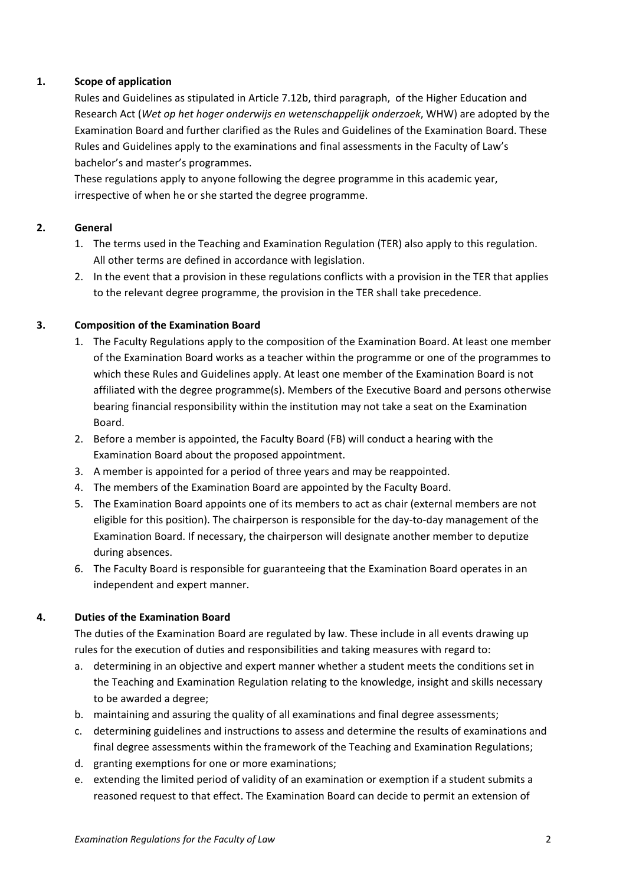## 1. Scope of application

Rules and Guidelines as stipulated in Article 7.12b, third paragraph, of the Higher Education and Research Act (*Wet op het hoger onderwijs en wetenschappelijk onderzoek*, WHW) are adopted by the Examination Board and further clarified as the Rules and Guidelines of the Examination Board. These Rules and Guidelines apply to the examinations and final assessments in the Faculty of Law's bachelor's and master's programmes.

These regulations apply to anyone following the degree programme in this academic year, irrespective of when he or she started the degree programme.

## 2. General

1. The terms used in the Teaching and Examination Regulation (TER) also apply to this regulation. All other terms are defined in accordance with legislation.
2. In the event that a provision in these regulations conflicts with a provision in the TER that applies to the relevant degree programme, the provision in the TER shall take precedence.

## 3. Composition of the Examination Board

1. The Faculty Regulations apply to the composition of the Examination Board. At least one member of the Examination Board works as a teacher within the programme or one of the programmes to which these Rules and Guidelines apply. At least one member of the Examination Board is not affiliated with the degree programme(s). Members of the Executive Board and persons otherwise bearing financial responsibility within the institution may not take a seat on the Examination Board.
2. Before a member is appointed, the Faculty Board (FB) will conduct a hearing with the Examination Board about the proposed appointment.
3. A member is appointed for a period of three years and may be reappointed.
4. The members of the Examination Board are appointed by the Faculty Board.
5. The Examination Board appoints one of its members to act as chair (external members are not eligible for this position). The chairperson is responsible for the day-to-day management of the Examination Board. If necessary, the chairperson will designate another member to deputize during absences.
6. The Faculty Board is responsible for guaranteeing that the Examination Board operates in an independent and expert manner.

## 4. Duties of the Examination Board

The duties of the Examination Board are regulated by law. These include in all events drawing up rules for the execution of duties and responsibilities and taking measures with regard to:

a. determining in an objective and expert manner whether a student meets the conditions set in the Teaching and Examination Regulation relating to the knowledge, insight and skills necessary to be awarded a degree;
b. maintaining and assuring the quality of all examinations and final degree assessments;
c. determining guidelines and instructions to assess and determine the results of examinations and final degree assessments within the framework of the Teaching and Examination Regulations;
d. granting exemptions for one or more examinations;
e. extending the limited period of validity of an examination or exemption if a student submits a reasoned request to that effect. The Examination Board can decide to permit an extension of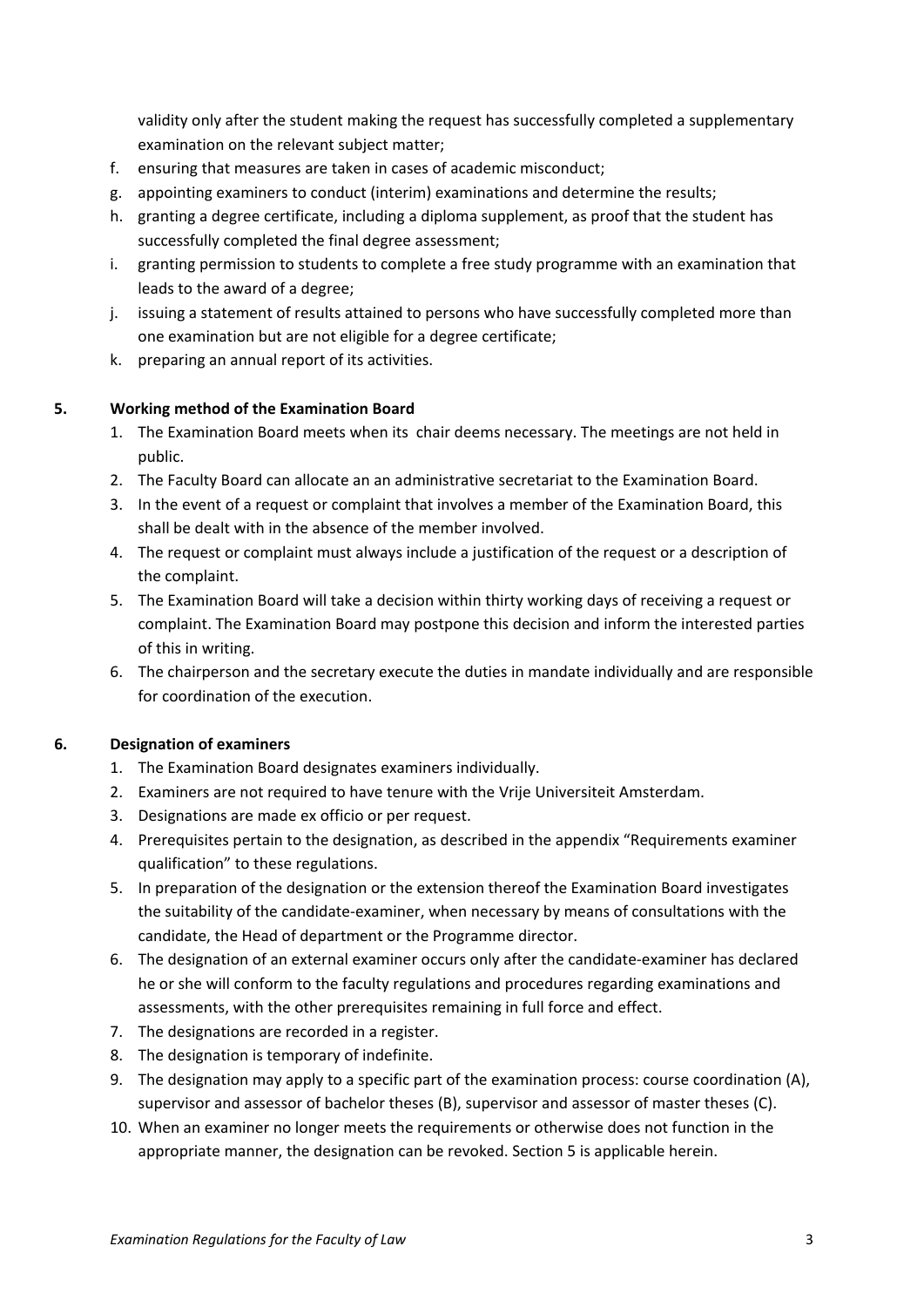validity only after the student making the request has successfully completed a supplementary examination on the relevant subject matter;

f. ensuring that measures are taken in cases of academic misconduct;
g. appointing examiners to conduct (interim) examinations and determine the results;
h. granting a degree certificate, including a diploma supplement, as proof that the student has successfully completed the final degree assessment;
i. granting permission to students to complete a free study programme with an examination that leads to the award of a degree;
j. issuing a statement of results attained to persons who have successfully completed more than one examination but are not eligible for a degree certificate;
k. preparing an annual report of its activities.

## 5. Working method of the Examination Board

1. The Examination Board meets when its chair deems necessary. The meetings are not held in public.
2. The Faculty Board can allocate an an administrative secretariat to the Examination Board.
3. In the event of a request or complaint that involves a member of the Examination Board, this shall be dealt with in the absence of the member involved.
4. The request or complaint must always include a justification of the request or a description of the complaint.
5. The Examination Board will take a decision within thirty working days of receiving a request or complaint. The Examination Board may postpone this decision and inform the interested parties of this in writing.
6. The chairperson and the secretary execute the duties in mandate individually and are responsible for coordination of the execution.

## 6. Designation of examiners

1. The Examination Board designates examiners individually.
2. Examiners are not required to have tenure with the Vrije Universiteit Amsterdam.
3. Designations are made ex officio or per request.
4. Prerequisites pertain to the designation, as described in the appendix "Requirements examiner qualification" to these regulations.
5. In preparation of the designation or the extension thereof the Examination Board investigates the suitability of the candidate-examiner, when necessary by means of consultations with the candidate, the Head of department or the Programme director.
6. The designation of an external examiner occurs only after the candidate-examiner has declared he or she will conform to the faculty regulations and procedures regarding examinations and assessments, with the other prerequisites remaining in full force and effect.
7. The designations are recorded in a register.
8. The designation is temporary of indefinite.
9. The designation may apply to a specific part of the examination process: course coordination (A), supervisor and assessor of bachelor theses (B), supervisor and assessor of master theses (C).
10. When an examiner no longer meets the requirements or otherwise does not function in the appropriate manner, the designation can be revoked. Section 5 is applicable herein.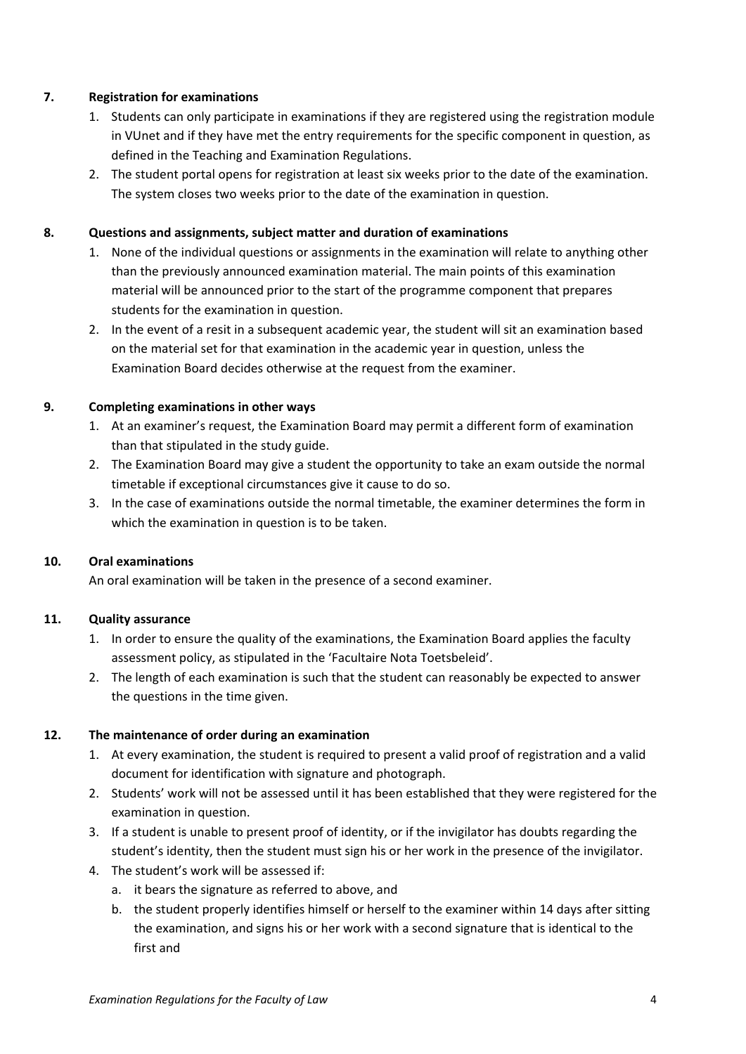## 7. Registration for examinations

1. Students can only participate in examinations if they are registered using the registration module in VUnet and if they have met the entry requirements for the specific component in question, as defined in the Teaching and Examination Regulations.
2. The student portal opens for registration at least six weeks prior to the date of the examination. The system closes two weeks prior to the date of the examination in question.

## 8. Questions and assignments, subject matter and duration of examinations

1. None of the individual questions or assignments in the examination will relate to anything other than the previously announced examination material. The main points of this examination material will be announced prior to the start of the programme component that prepares students for the examination in question.
2. In the event of a resit in a subsequent academic year, the student will sit an examination based on the material set for that examination in the academic year in question, unless the Examination Board decides otherwise at the request from the examiner.

## 9. Completing examinations in other ways

1. At an examiner's request, the Examination Board may permit a different form of examination than that stipulated in the study guide.
2. The Examination Board may give a student the opportunity to take an exam outside the normal timetable if exceptional circumstances give it cause to do so.
3. In the case of examinations outside the normal timetable, the examiner determines the form in which the examination in question is to be taken.

## 10. Oral examinations

An oral examination will be taken in the presence of a second examiner.

## 11. Quality assurance

1. In order to ensure the quality of the examinations, the Examination Board applies the faculty assessment policy, as stipulated in the 'Facultaire Nota Toetsbeleid'.
2. The length of each examination is such that the student can reasonably be expected to answer the questions in the time given.

## 12. The maintenance of order during an examination

1. At every examination, the student is required to present a valid proof of registration and a valid document for identification with signature and photograph.
2. Students' work will not be assessed until it has been established that they were registered for the examination in question.
3. If a student is unable to present proof of identity, or if the invigilator has doubts regarding the student's identity, then the student must sign his or her work in the presence of the invigilator.
4. The student's work will be assessed if:
   a. it bears the signature as referred to above, and
   b. the student properly identifies himself or herself to the examiner within 14 days after sitting the examination, and signs his or her work with a second signature that is identical to the first and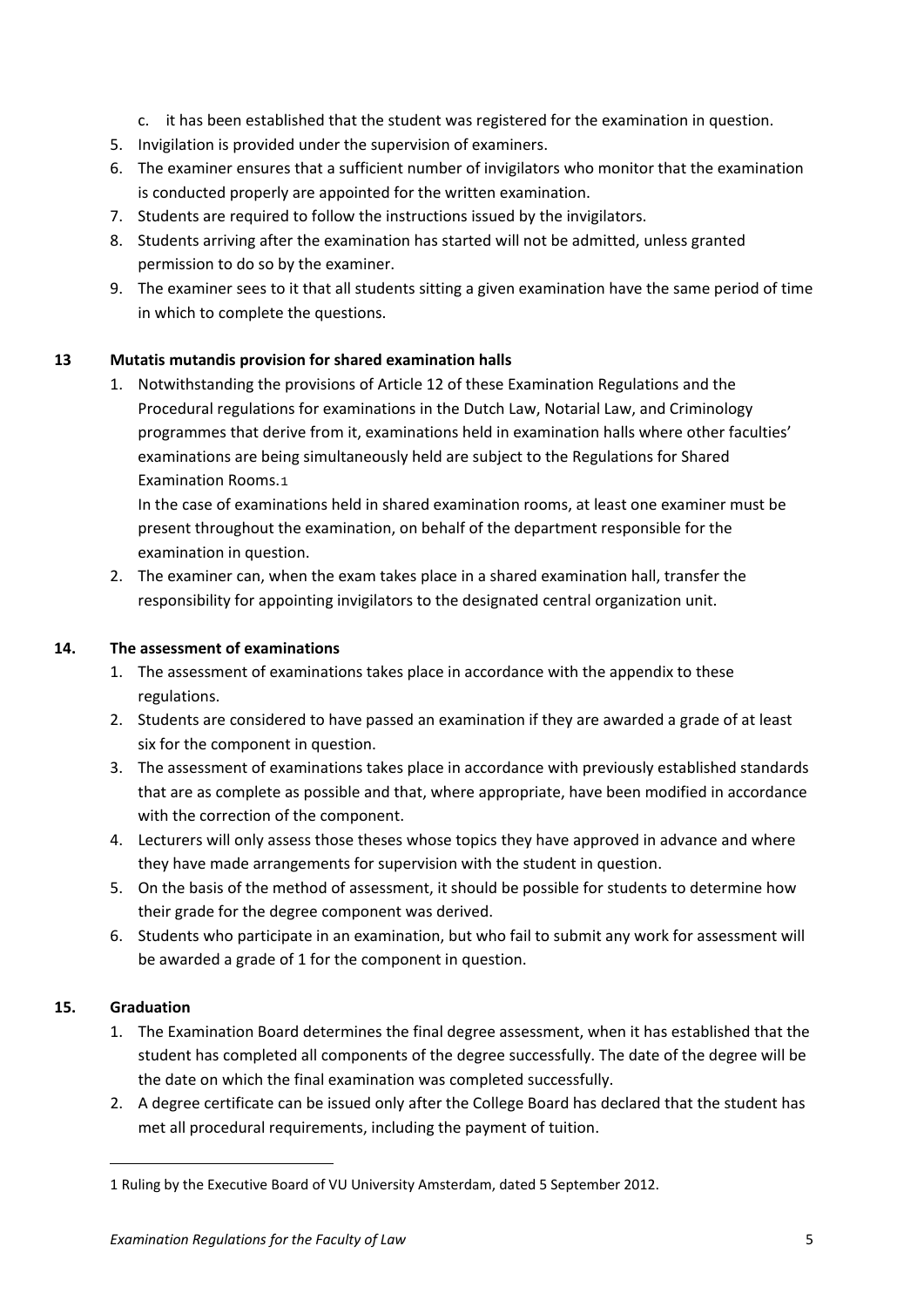c. it has been established that the student was registered for the examination in question.

5. Invigilation is provided under the supervision of examiners.
6. The examiner ensures that a sufficient number of invigilators who monitor that the examination is conducted properly are appointed for the written examination.
7. Students are required to follow the instructions issued by the invigilators.
8. Students arriving after the examination has started will not be admitted, unless granted permission to do so by the examiner.
9. The examiner sees to it that all students sitting a given examination have the same period of time in which to complete the questions.

## 13 Mutatis mutandis provision for shared examination halls

1. Notwithstanding the provisions of Article 12 of these Examination Regulations and the Procedural regulations for examinations in the Dutch Law, Notarial Law, and Criminology programmes that derive from it, examinations held in examination halls where other faculties' examinations are being simultaneously held are subject to the Regulations for Shared Examination Rooms.[1]

   In the case of examinations held in shared examination rooms, at least one examiner must be present throughout the examination, on behalf of the department responsible for the examination in question.
2. The examiner can, when the exam takes place in a shared examination hall, transfer the responsibility for appointing invigilators to the designated central organization unit.

## 14. The assessment of examinations

1. The assessment of examinations takes place in accordance with the appendix to these regulations.
2. Students are considered to have passed an examination if they are awarded a grade of at least six for the component in question.
3. The assessment of examinations takes place in accordance with previously established standards that are as complete as possible and that, where appropriate, have been modified in accordance with the correction of the component.
4. Lecturers will only assess those theses whose topics they have approved in advance and where they have made arrangements for supervision with the student in question.
5. On the basis of the method of assessment, it should be possible for students to determine how their grade for the degree component was derived.
6. Students who participate in an examination, but who fail to submit any work for assessment will be awarded a grade of 1 for the component in question.

## 15. Graduation

1. The Examination Board determines the final degree assessment, when it has established that the student has completed all components of the degree successfully. The date of the degree will be the date on which the final examination was completed successfully.
2. A degree certificate can be issued only after the College Board has declared that the student has met all procedural requirements, including the payment of tuition.

---

1 Ruling by the Executive Board of VU University Amsterdam, dated 5 September 2012.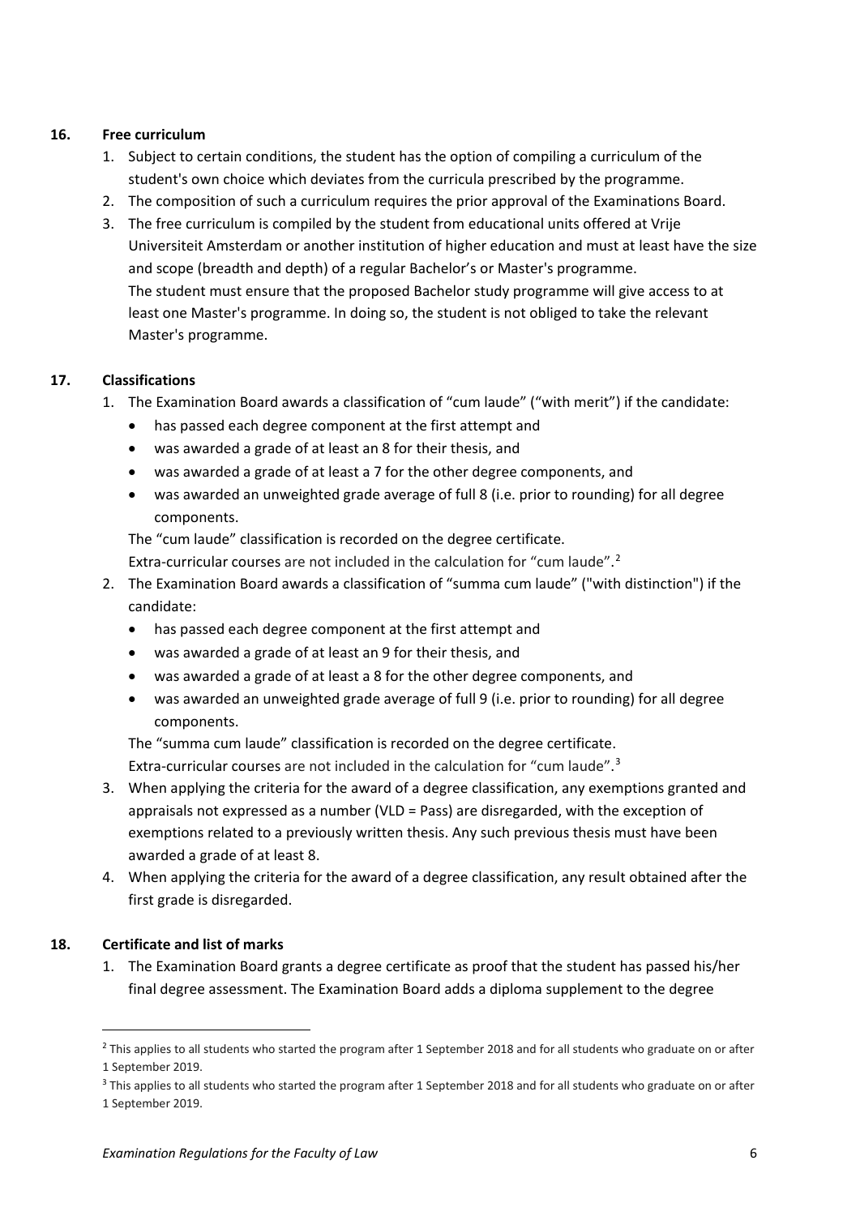## 16. Free curriculum

1. Subject to certain conditions, the student has the option of compiling a curriculum of the student's own choice which deviates from the curricula prescribed by the programme.
2. The composition of such a curriculum requires the prior approval of the Examinations Board.
3. The free curriculum is compiled by the student from educational units offered at Vrije Universiteit Amsterdam or another institution of higher education and must at least have the size and scope (breadth and depth) of a regular Bachelor's or Master's programme.
   The student must ensure that the proposed Bachelor study programme will give access to at least one Master's programme. In doing so, the student is not obliged to take the relevant Master's programme.

## 17. Classifications

1. The Examination Board awards a classification of "cum laude" ("with merit") if the candidate:
   - has passed each degree component at the first attempt and
   - was awarded a grade of at least an 8 for their thesis, and
   - was awarded a grade of at least a 7 for the other degree components, and
   - was awarded an unweighted grade average of full 8 (i.e. prior to rounding) for all degree components.

   The "cum laude" classification is recorded on the degree certificate.
   Extra-curricular courses are not included in the calculation for "cum laude".[2]
2. The Examination Board awards a classification of "summa cum laude" ("with distinction") if the candidate:
   - has passed each degree component at the first attempt and
   - was awarded a grade of at least an 9 for their thesis, and
   - was awarded a grade of at least a 8 for the other degree components, and
   - was awarded an unweighted grade average of full 9 (i.e. prior to rounding) for all degree components.

   The "summa cum laude" classification is recorded on the degree certificate.
   Extra-curricular courses are not included in the calculation for "cum laude".[3]
3. When applying the criteria for the award of a degree classification, any exemptions granted and appraisals not expressed as a number (VLD = Pass) are disregarded, with the exception of exemptions related to a previously written thesis. Any such previous thesis must have been awarded a grade of at least 8.
4. When applying the criteria for the award of a degree classification, any result obtained after the first grade is disregarded.

## 18. Certificate and list of marks

1. The Examination Board grants a degree certificate as proof that the student has passed his/her final degree assessment. The Examination Board adds a diploma supplement to the degree

---

[2] This applies to all students who started the program after 1 September 2018 and for all students who graduate on or after 1 September 2019.

[3] This applies to all students who started the program after 1 September 2018 and for all students who graduate on or after 1 September 2019.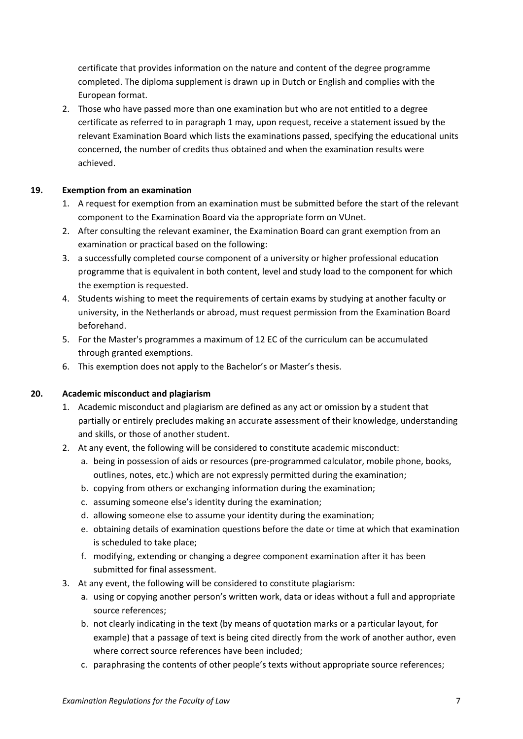certificate that provides information on the nature and content of the degree programme completed. The diploma supplement is drawn up in Dutch or English and complies with the European format.

2. Those who have passed more than one examination but who are not entitled to a degree certificate as referred to in paragraph 1 may, upon request, receive a statement issued by the relevant Examination Board which lists the examinations passed, specifying the educational units concerned, the number of credits thus obtained and when the examination results were achieved.

**19. Exemption from an examination**

1. A request for exemption from an examination must be submitted before the start of the relevant component to the Examination Board via the appropriate form on VUnet.
2. After consulting the relevant examiner, the Examination Board can grant exemption from an examination or practical based on the following:
3. a successfully completed course component of a university or higher professional education programme that is equivalent in both content, level and study load to the component for which the exemption is requested.
4. Students wishing to meet the requirements of certain exams by studying at another faculty or university, in the Netherlands or abroad, must request permission from the Examination Board beforehand.
5. For the Master's programmes a maximum of 12 EC of the curriculum can be accumulated through granted exemptions.
6. This exemption does not apply to the Bachelor's or Master's thesis.

**20. Academic misconduct and plagiarism**

1. Academic misconduct and plagiarism are defined as any act or omission by a student that partially or entirely precludes making an accurate assessment of their knowledge, understanding and skills, or those of another student.
2. At any event, the following will be considered to constitute academic misconduct:
   a. being in possession of aids or resources (pre-programmed calculator, mobile phone, books, outlines, notes, etc.) which are not expressly permitted during the examination;
   b. copying from others or exchanging information during the examination;
   c. assuming someone else's identity during the examination;
   d. allowing someone else to assume your identity during the examination;
   e. obtaining details of examination questions before the date or time at which that examination is scheduled to take place;
   f. modifying, extending or changing a degree component examination after it has been submitted for final assessment.
3. At any event, the following will be considered to constitute plagiarism:
   a. using or copying another person's written work, data or ideas without a full and appropriate source references;
   b. not clearly indicating in the text (by means of quotation marks or a particular layout, for example) that a passage of text is being cited directly from the work of another author, even where correct source references have been included;
   c. paraphrasing the contents of other people's texts without appropriate source references;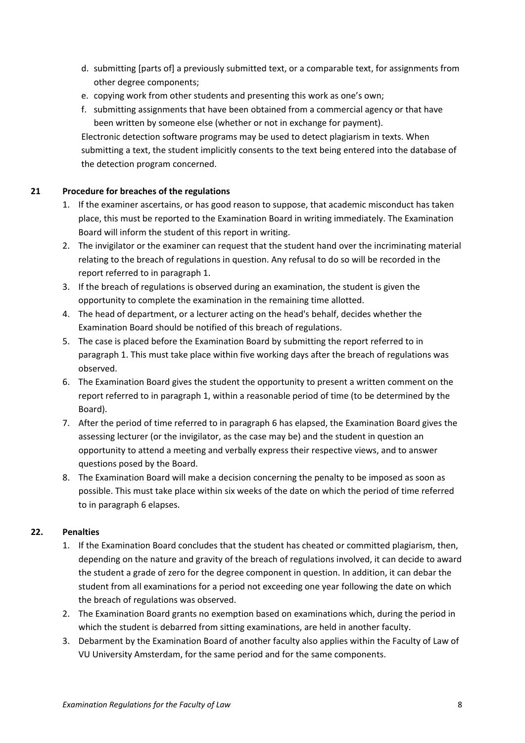d. submitting [parts of] a previously submitted text, or a comparable text, for assignments from other degree components;
e. copying work from other students and presenting this work as one's own;
f. submitting assignments that have been obtained from a commercial agency or that have been written by someone else (whether or not in exchange for payment).

Electronic detection software programs may be used to detect plagiarism in texts. When submitting a text, the student implicitly consents to the text being entered into the database of the detection program concerned.

## 21 Procedure for breaches of the regulations

1. If the examiner ascertains, or has good reason to suppose, that academic misconduct has taken place, this must be reported to the Examination Board in writing immediately. The Examination Board will inform the student of this report in writing.
2. The invigilator or the examiner can request that the student hand over the incriminating material relating to the breach of regulations in question. Any refusal to do so will be recorded in the report referred to in paragraph 1.
3. If the breach of regulations is observed during an examination, the student is given the opportunity to complete the examination in the remaining time allotted.
4. The head of department, or a lecturer acting on the head's behalf, decides whether the Examination Board should be notified of this breach of regulations.
5. The case is placed before the Examination Board by submitting the report referred to in paragraph 1. This must take place within five working days after the breach of regulations was observed.
6. The Examination Board gives the student the opportunity to present a written comment on the report referred to in paragraph 1, within a reasonable period of time (to be determined by the Board).
7. After the period of time referred to in paragraph 6 has elapsed, the Examination Board gives the assessing lecturer (or the invigilator, as the case may be) and the student in question an opportunity to attend a meeting and verbally express their respective views, and to answer questions posed by the Board.
8. The Examination Board will make a decision concerning the penalty to be imposed as soon as possible. This must take place within six weeks of the date on which the period of time referred to in paragraph 6 elapses.

## 22. Penalties

1. If the Examination Board concludes that the student has cheated or committed plagiarism, then, depending on the nature and gravity of the breach of regulations involved, it can decide to award the student a grade of zero for the degree component in question. In addition, it can debar the student from all examinations for a period not exceeding one year following the date on which the breach of regulations was observed.
2. The Examination Board grants no exemption based on examinations which, during the period in which the student is debarred from sitting examinations, are held in another faculty.
3. Debarment by the Examination Board of another faculty also applies within the Faculty of Law of VU University Amsterdam, for the same period and for the same components.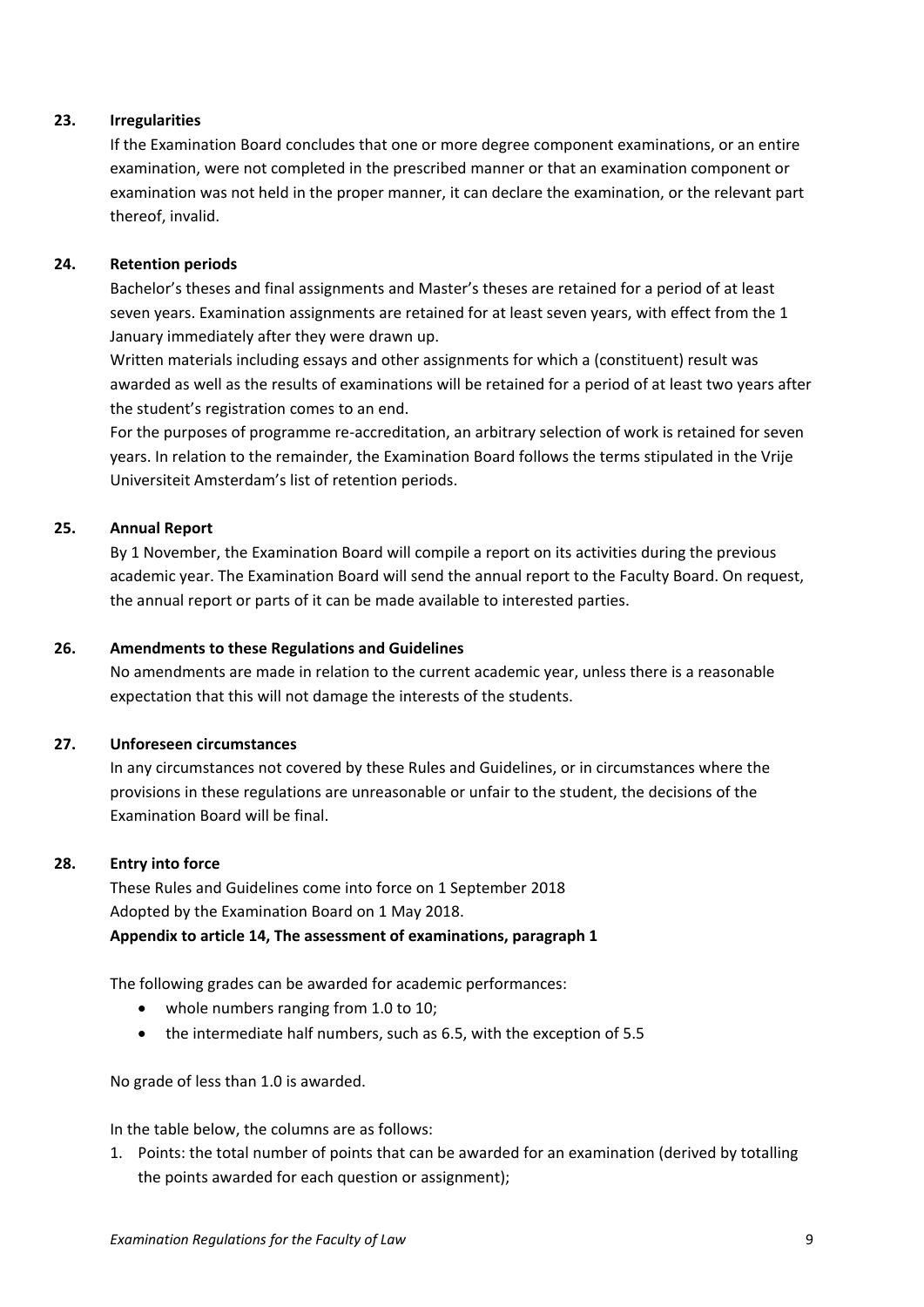### 23. Irregularities

If the Examination Board concludes that one or more degree component examinations, or an entire examination, were not completed in the prescribed manner or that an examination component or examination was not held in the proper manner, it can declare the examination, or the relevant part thereof, invalid.

### 24. Retention periods

Bachelor's theses and final assignments and Master's theses are retained for a period of at least seven years. Examination assignments are retained for at least seven years, with effect from the 1 January immediately after they were drawn up.

Written materials including essays and other assignments for which a (constituent) result was awarded as well as the results of examinations will be retained for a period of at least two years after the student's registration comes to an end.

For the purposes of programme re-accreditation, an arbitrary selection of work is retained for seven years. In relation to the remainder, the Examination Board follows the terms stipulated in the Vrije Universiteit Amsterdam's list of retention periods.

### 25. Annual Report

By 1 November, the Examination Board will compile a report on its activities during the previous academic year. The Examination Board will send the annual report to the Faculty Board. On request, the annual report or parts of it can be made available to interested parties.

### 26. Amendments to these Regulations and Guidelines

No amendments are made in relation to the current academic year, unless there is a reasonable expectation that this will not damage the interests of the students.

### 27. Unforeseen circumstances

In any circumstances not covered by these Rules and Guidelines, or in circumstances where the provisions in these regulations are unreasonable or unfair to the student, the decisions of the Examination Board will be final.

### 28. Entry into force

These Rules and Guidelines come into force on 1 September 2018
Adopted by the Examination Board on 1 May 2018.

**Appendix to article 14, The assessment of examinations, paragraph 1**

The following grades can be awarded for academic performances:

- whole numbers ranging from 1.0 to 10;
- the intermediate half numbers, such as 6.5, with the exception of 5.5

No grade of less than 1.0 is awarded.

In the table below, the columns are as follows:

1. Points: the total number of points that can be awarded for an examination (derived by totalling the points awarded for each question or assignment);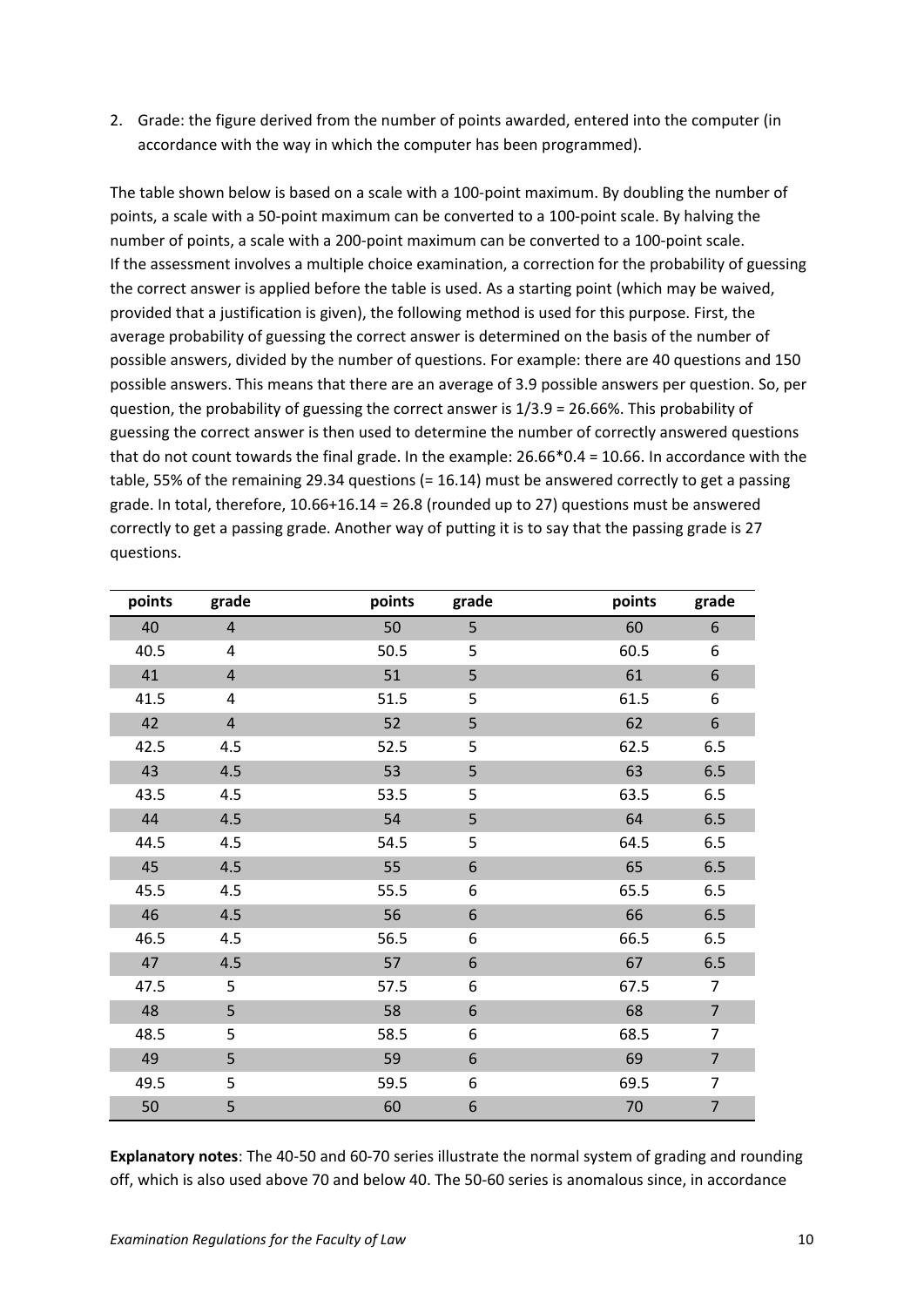2. Grade: the figure derived from the number of points awarded, entered into the computer (in accordance with the way in which the computer has been programmed).

The table shown below is based on a scale with a 100-point maximum. By doubling the number of points, a scale with a 50-point maximum can be converted to a 100-point scale. By halving the number of points, a scale with a 200-point maximum can be converted to a 100-point scale.
If the assessment involves a multiple choice examination, a correction for the probability of guessing the correct answer is applied before the table is used. As a starting point (which may be waived, provided that a justification is given), the following method is used for this purpose. First, the average probability of guessing the correct answer is determined on the basis of the number of possible answers, divided by the number of questions. For example: there are 40 questions and 150 possible answers. This means that there are an average of 3.9 possible answers per question. So, per question, the probability of guessing the correct answer is 1/3.9 = 26.66%. This probability of guessing the correct answer is then used to determine the number of correctly answered questions that do not count towards the final grade. In the example: 26.66*0.4 = 10.66. In accordance with the table, 55% of the remaining 29.34 questions (= 16.14) must be answered correctly to get a passing grade. In total, therefore, 10.66+16.14 = 26.8 (rounded up to 27) questions must be answered correctly to get a passing grade. Another way of putting it is to say that the passing grade is 27 questions.

| points | grade | points | grade | points | grade |
|---|---|---|---|---|---|
| 40 | 4 | 50 | 5 | 60 | 6 |
| 40.5 | 4 | 50.5 | 5 | 60.5 | 6 |
| 41 | 4 | 51 | 5 | 61 | 6 |
| 41.5 | 4 | 51.5 | 5 | 61.5 | 6 |
| 42 | 4 | 52 | 5 | 62 | 6 |
| 42.5 | 4.5 | 52.5 | 5 | 62.5 | 6.5 |
| 43 | 4.5 | 53 | 5 | 63 | 6.5 |
| 43.5 | 4.5 | 53.5 | 5 | 63.5 | 6.5 |
| 44 | 4.5 | 54 | 5 | 64 | 6.5 |
| 44.5 | 4.5 | 54.5 | 5 | 64.5 | 6.5 |
| 45 | 4.5 | 55 | 6 | 65 | 6.5 |
| 45.5 | 4.5 | 55.5 | 6 | 65.5 | 6.5 |
| 46 | 4.5 | 56 | 6 | 66 | 6.5 |
| 46.5 | 4.5 | 56.5 | 6 | 66.5 | 6.5 |
| 47 | 4.5 | 57 | 6 | 67 | 6.5 |
| 47.5 | 5 | 57.5 | 6 | 67.5 | 7 |
| 48 | 5 | 58 | 6 | 68 | 7 |
| 48.5 | 5 | 58.5 | 6 | 68.5 | 7 |
| 49 | 5 | 59 | 6 | 69 | 7 |
| 49.5 | 5 | 59.5 | 6 | 69.5 | 7 |
| 50 | 5 | 60 | 6 | 70 | 7 |

**Explanatory notes**: The 40-50 and 60-70 series illustrate the normal system of grading and rounding off, which is also used above 70 and below 40. The 50-60 series is anomalous since, in accordance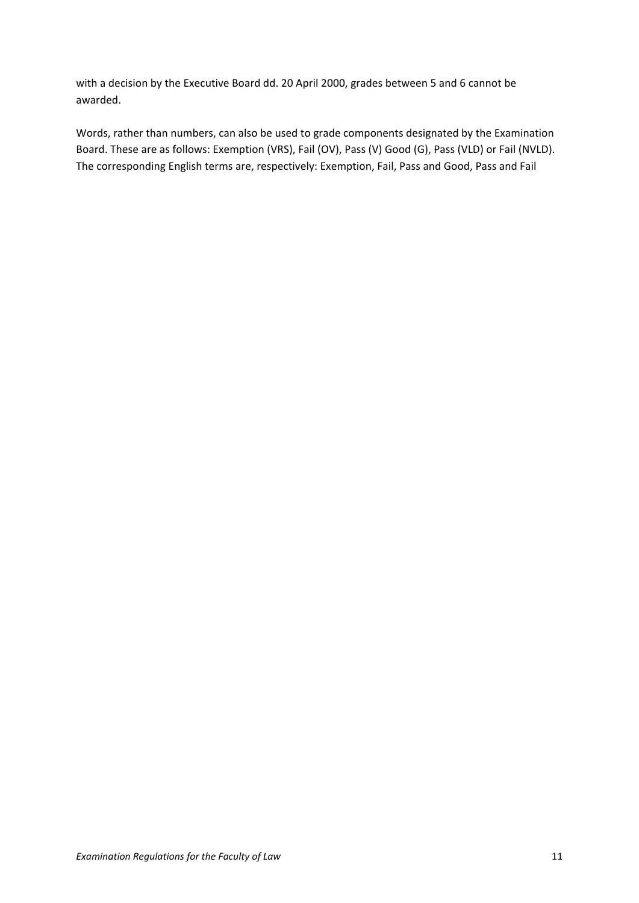with a decision by the Executive Board dd. 20 April 2000, grades between 5 and 6 cannot be awarded.

Words, rather than numbers, can also be used to grade components designated by the Examination Board. These are as follows: Exemption (VRS), Fail (OV), Pass (V) Good (G), Pass (VLD) or Fail (NVLD). The corresponding English terms are, respectively: Exemption, Fail, Pass and Good, Pass and Fail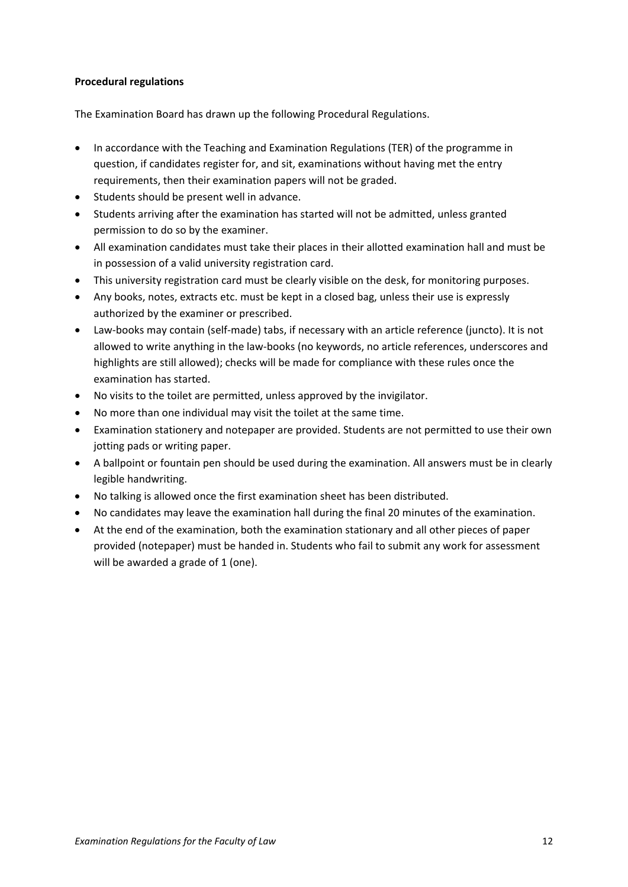**Procedural regulations**

The Examination Board has drawn up the following Procedural Regulations.

- In accordance with the Teaching and Examination Regulations (TER) of the programme in question, if candidates register for, and sit, examinations without having met the entry requirements, then their examination papers will not be graded.
- Students should be present well in advance.
- Students arriving after the examination has started will not be admitted, unless granted permission to do so by the examiner.
- All examination candidates must take their places in their allotted examination hall and must be in possession of a valid university registration card.
- This university registration card must be clearly visible on the desk, for monitoring purposes.
- Any books, notes, extracts etc. must be kept in a closed bag, unless their use is expressly authorized by the examiner or prescribed.
- Law-books may contain (self-made) tabs, if necessary with an article reference (juncto). It is not allowed to write anything in the law-books (no keywords, no article references, underscores and highlights are still allowed); checks will be made for compliance with these rules once the examination has started.
- No visits to the toilet are permitted, unless approved by the invigilator.
- No more than one individual may visit the toilet at the same time.
- Examination stationery and notepaper are provided. Students are not permitted to use their own jotting pads or writing paper.
- A ballpoint or fountain pen should be used during the examination. All answers must be in clearly legible handwriting.
- No talking is allowed once the first examination sheet has been distributed.
- No candidates may leave the examination hall during the final 20 minutes of the examination.
- At the end of the examination, both the examination stationary and all other pieces of paper provided (notepaper) must be handed in. Students who fail to submit any work for assessment will be awarded a grade of 1 (one).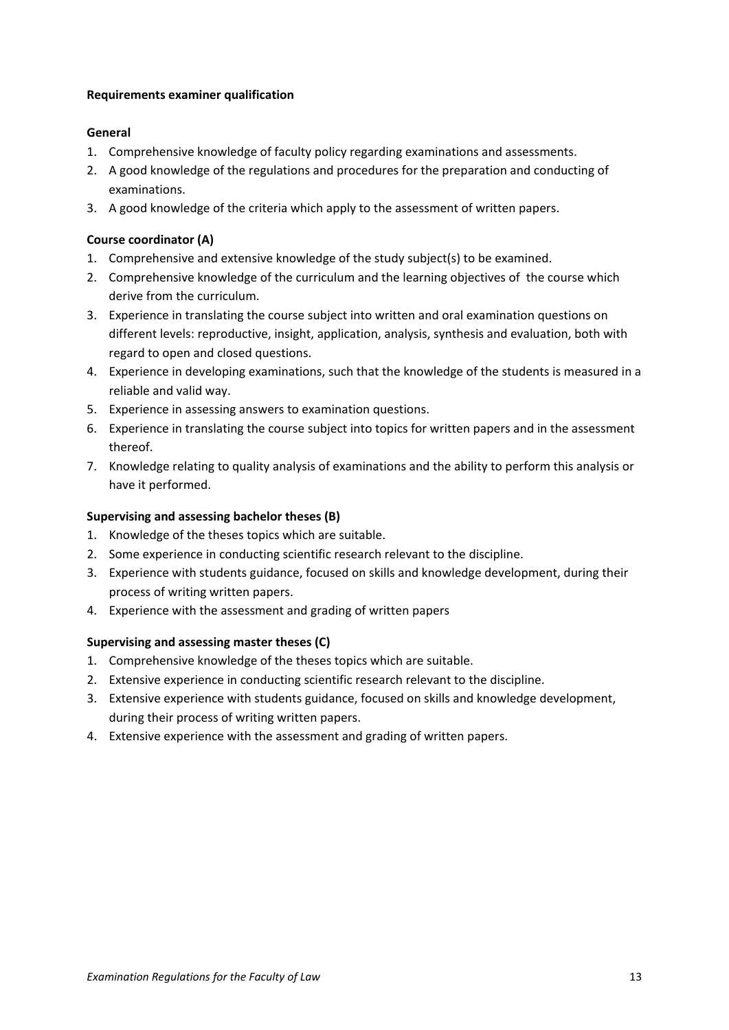**Requirements examiner qualification**

**General**

1. Comprehensive knowledge of faculty policy regarding examinations and assessments.
2. A good knowledge of the regulations and procedures for the preparation and conducting of examinations.
3. A good knowledge of the criteria which apply to the assessment of written papers.

**Course coordinator (A)**

1. Comprehensive and extensive knowledge of the study subject(s) to be examined.
2. Comprehensive knowledge of the curriculum and the learning objectives of the course which derive from the curriculum.
3. Experience in translating the course subject into written and oral examination questions on different levels: reproductive, insight, application, analysis, synthesis and evaluation, both with regard to open and closed questions.
4. Experience in developing examinations, such that the knowledge of the students is measured in a reliable and valid way.
5. Experience in assessing answers to examination questions.
6. Experience in translating the course subject into topics for written papers and in the assessment thereof.
7. Knowledge relating to quality analysis of examinations and the ability to perform this analysis or have it performed.

**Supervising and assessing bachelor theses (B)**

1. Knowledge of the theses topics which are suitable.
2. Some experience in conducting scientific research relevant to the discipline.
3. Experience with students guidance, focused on skills and knowledge development, during their process of writing written papers.
4. Experience with the assessment and grading of written papers

**Supervising and assessing master theses (C)**

1. Comprehensive knowledge of the theses topics which are suitable.
2. Extensive experience in conducting scientific research relevant to the discipline.
3. Extensive experience with students guidance, focused on skills and knowledge development, during their process of writing written papers.
4. Extensive experience with the assessment and grading of written papers.